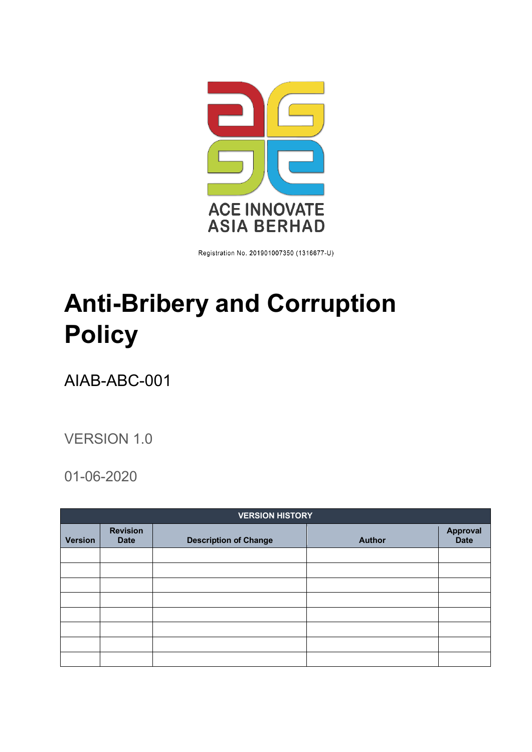ACE INNOVATE
ASIA BERHAD

Registration No. 201901007350 (1316677-U)

# Anti-Bribery and Corruption Policy

AIAB-ABC-001

VERSION 1.0

01-06-2020

| VERSION HISTORY | | | | |
|---|---|---|---|---|
| **Version** | **Revision Date** | **Description of Change** | **Author** | **Approval Date** |
| | | | | |
| | | | | |
| | | | | |
| | | | | |
| | | | | |
| | | | | |
| | | | | |
| | | | | |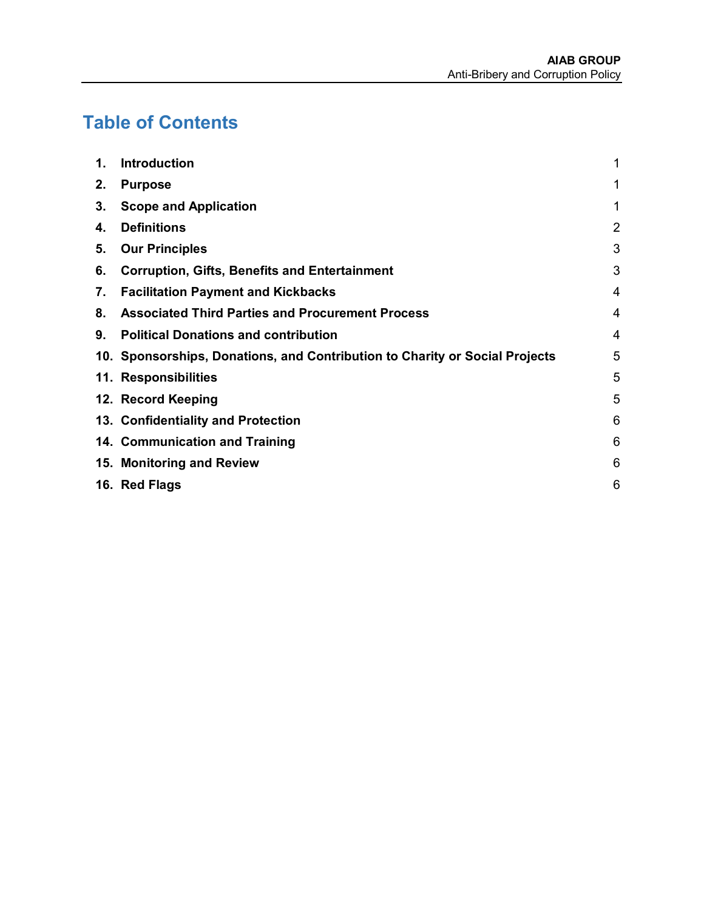# Table of Contents

| | | |
|---|---|---|
| 1. | **Introduction** | 1 |
| 2. | **Purpose** | 1 |
| 3. | **Scope and Application** | 1 |
| 4. | **Definitions** | 2 |
| 5. | **Our Principles** | 3 |
| 6. | **Corruption, Gifts, Benefits and Entertainment** | 3 |
| 7. | **Facilitation Payment and Kickbacks** | 4 |
| 8. | **Associated Third Parties and Procurement Process** | 4 |
| 9. | **Political Donations and contribution** | 4 |
| 10. | **Sponsorships, Donations, and Contribution to Charity or Social Projects** | 5 |
| 11. | **Responsibilities** | 5 |
| 12. | **Record Keeping** | 5 |
| 13. | **Confidentiality and Protection** | 6 |
| 14. | **Communication and Training** | 6 |
| 15. | **Monitoring and Review** | 6 |
| 16. | **Red Flags** | 6 |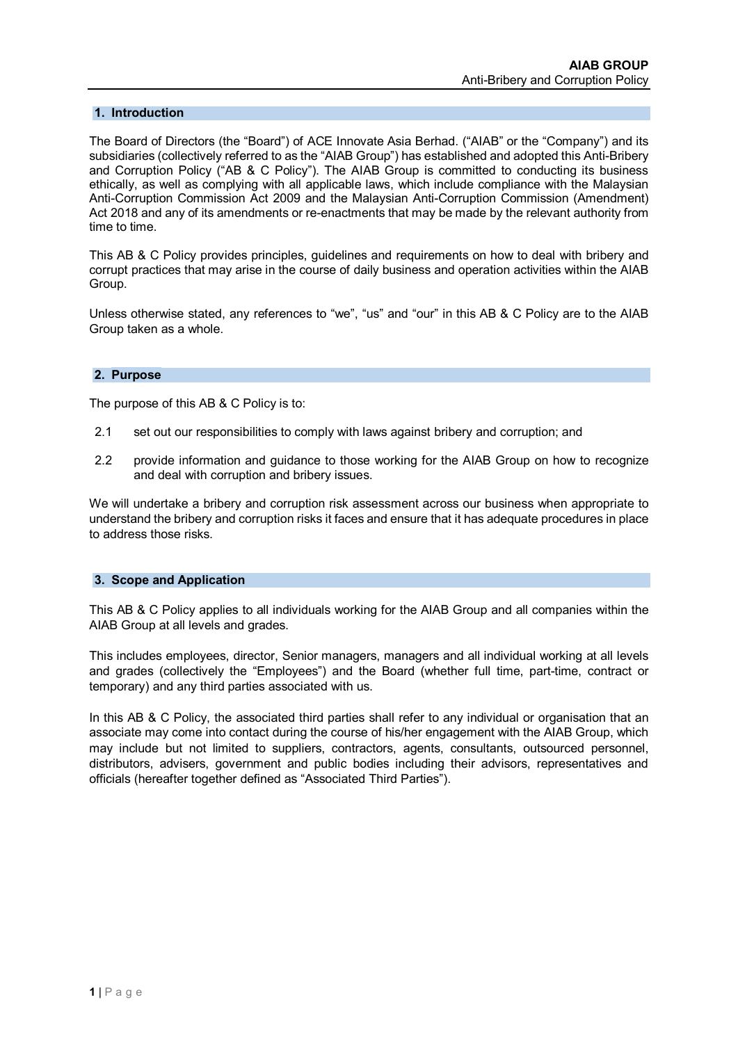## 1. Introduction

The Board of Directors (the "Board") of ACE Innovate Asia Berhad. ("AIAB" or the "Company") and its subsidiaries (collectively referred to as the "AIAB Group") has established and adopted this Anti-Bribery and Corruption Policy ("AB & C Policy"). The AIAB Group is committed to conducting its business ethically, as well as complying with all applicable laws, which include compliance with the Malaysian Anti-Corruption Commission Act 2009 and the Malaysian Anti-Corruption Commission (Amendment) Act 2018 and any of its amendments or re-enactments that may be made by the relevant authority from time to time.

This AB & C Policy provides principles, guidelines and requirements on how to deal with bribery and corrupt practices that may arise in the course of daily business and operation activities within the AIAB Group.

Unless otherwise stated, any references to "we", "us" and "our" in this AB & C Policy are to the AIAB Group taken as a whole.

## 2. Purpose

The purpose of this AB & C Policy is to:

2.1 set out our responsibilities to comply with laws against bribery and corruption; and

2.2 provide information and guidance to those working for the AIAB Group on how to recognize and deal with corruption and bribery issues.

We will undertake a bribery and corruption risk assessment across our business when appropriate to understand the bribery and corruption risks it faces and ensure that it has adequate procedures in place to address those risks.

## 3. Scope and Application

This AB & C Policy applies to all individuals working for the AIAB Group and all companies within the AIAB Group at all levels and grades.

This includes employees, director, Senior managers, managers and all individual working at all levels and grades (collectively the "Employees") and the Board (whether full time, part-time, contract or temporary) and any third parties associated with us.

In this AB & C Policy, the associated third parties shall refer to any individual or organisation that an associate may come into contact during the course of his/her engagement with the AIAB Group, which may include but not limited to suppliers, contractors, agents, consultants, outsourced personnel, distributors, advisers, government and public bodies including their advisors, representatives and officials (hereafter together defined as "Associated Third Parties").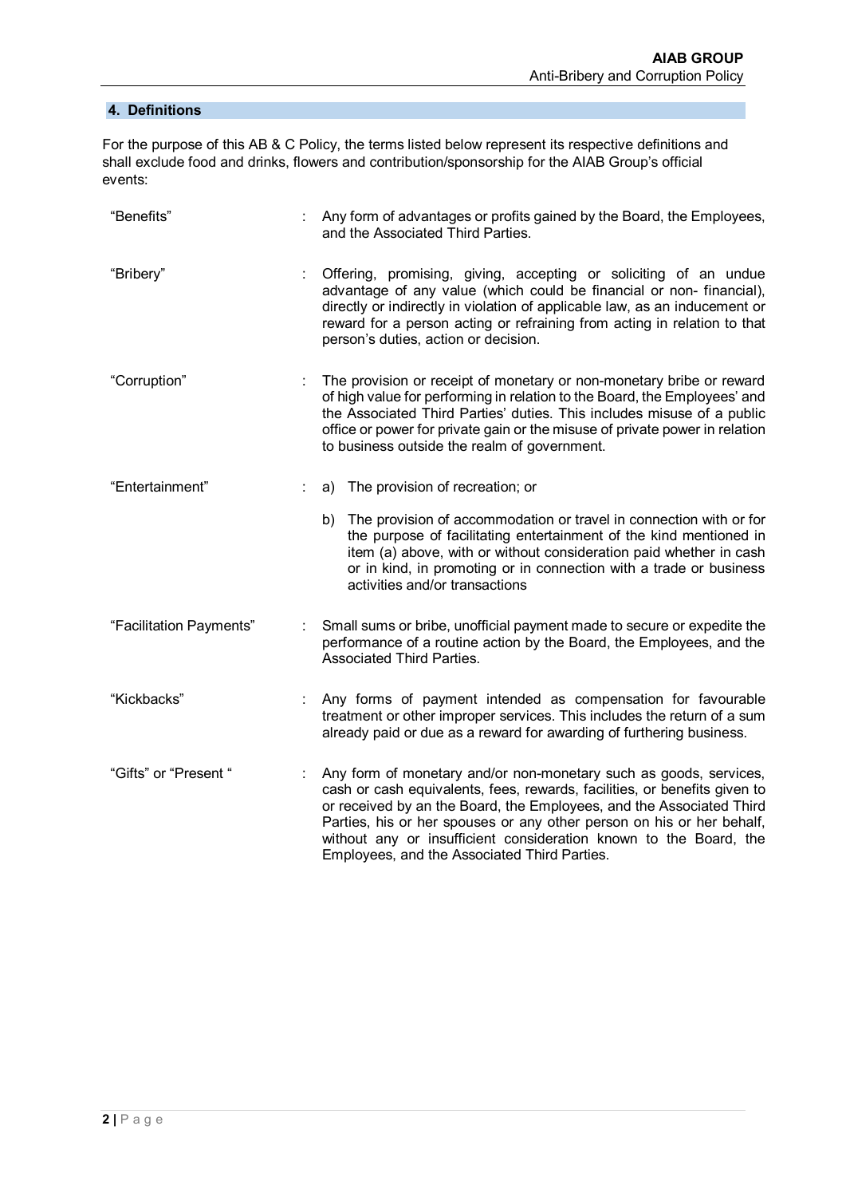## 4. Definitions

For the purpose of this AB & C Policy, the terms listed below represent its respective definitions and shall exclude food and drinks, flowers and contribution/sponsorship for the AIAB Group's official events:

| Term | | Definition |
|---|---|---|
| "Benefits" | : | Any form of advantages or profits gained by the Board, the Employees, and the Associated Third Parties. |
| "Bribery" | : | Offering, promising, giving, accepting or soliciting of an undue advantage of any value (which could be financial or non- financial), directly or indirectly in violation of applicable law, as an inducement or reward for a person acting or refraining from acting in relation to that person's duties, action or decision. |
| "Corruption" | : | The provision or receipt of monetary or non-monetary bribe or reward of high value for performing in relation to the Board, the Employees' and the Associated Third Parties' duties. This includes misuse of a public office or power for private gain or the misuse of private power in relation to business outside the realm of government. |
| "Entertainment" | : | a) The provision of recreation; or<br>b) The provision of accommodation or travel in connection with or for the purpose of facilitating entertainment of the kind mentioned in item (a) above, with or without consideration paid whether in cash or in kind, in promoting or in connection with a trade or business activities and/or transactions |
| "Facilitation Payments" | : | Small sums or bribe, unofficial payment made to secure or expedite the performance of a routine action by the Board, the Employees, and the Associated Third Parties. |
| "Kickbacks" | : | Any forms of payment intended as compensation for favourable treatment or other improper services. This includes the return of a sum already paid or due as a reward for awarding of furthering business. |
| "Gifts" or "Present " | : | Any form of monetary and/or non-monetary such as goods, services, cash or cash equivalents, fees, rewards, facilities, or benefits given to or received by an the Board, the Employees, and the Associated Third Parties, his or her spouses or any other person on his or her behalf, without any or insufficient consideration known to the Board, the Employees, and the Associated Third Parties. |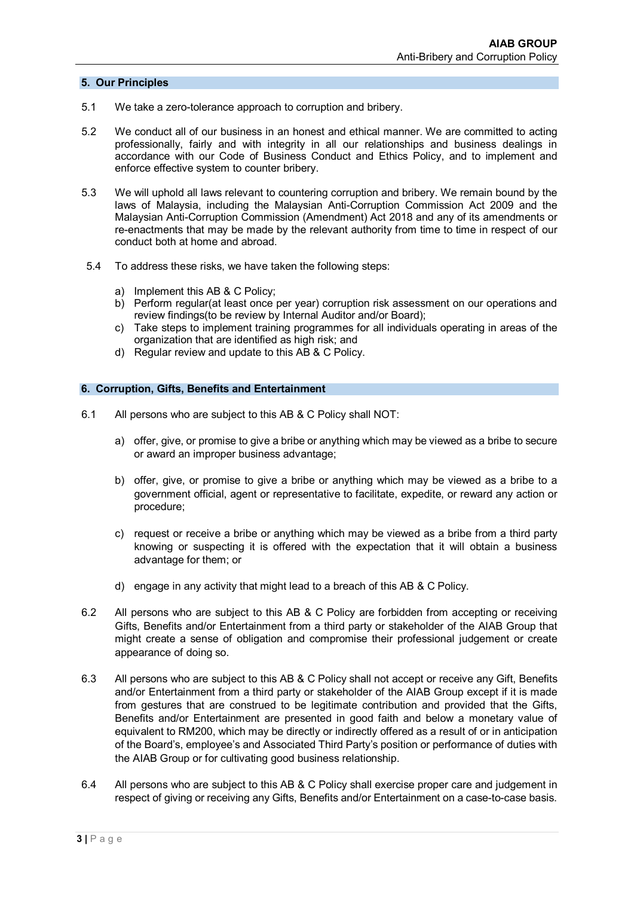## 5. Our Principles

5.1 We take a zero-tolerance approach to corruption and bribery.

5.2 We conduct all of our business in an honest and ethical manner. We are committed to acting professionally, fairly and with integrity in all our relationships and business dealings in accordance with our Code of Business Conduct and Ethics Policy, and to implement and enforce effective system to counter bribery.

5.3 We will uphold all laws relevant to countering corruption and bribery. We remain bound by the laws of Malaysia, including the Malaysian Anti-Corruption Commission Act 2009 and the Malaysian Anti-Corruption Commission (Amendment) Act 2018 and any of its amendments or re-enactments that may be made by the relevant authority from time to time in respect of our conduct both at home and abroad.

5.4 To address these risks, we have taken the following steps:

a) Implement this AB & C Policy;
b) Perform regular(at least once per year) corruption risk assessment on our operations and review findings(to be review by Internal Auditor and/or Board);
c) Take steps to implement training programmes for all individuals operating in areas of the organization that are identified as high risk; and
d) Regular review and update to this AB & C Policy.

## 6. Corruption, Gifts, Benefits and Entertainment

6.1 All persons who are subject to this AB & C Policy shall NOT:

a) offer, give, or promise to give a bribe or anything which may be viewed as a bribe to secure or award an improper business advantage;

b) offer, give, or promise to give a bribe or anything which may be viewed as a bribe to a government official, agent or representative to facilitate, expedite, or reward any action or procedure;

c) request or receive a bribe or anything which may be viewed as a bribe from a third party knowing or suspecting it is offered with the expectation that it will obtain a business advantage for them; or

d) engage in any activity that might lead to a breach of this AB & C Policy.

6.2 All persons who are subject to this AB & C Policy are forbidden from accepting or receiving Gifts, Benefits and/or Entertainment from a third party or stakeholder of the AIAB Group that might create a sense of obligation and compromise their professional judgement or create appearance of doing so.

6.3 All persons who are subject to this AB & C Policy shall not accept or receive any Gift, Benefits and/or Entertainment from a third party or stakeholder of the AIAB Group except if it is made from gestures that are construed to be legitimate contribution and provided that the Gifts, Benefits and/or Entertainment are presented in good faith and below a monetary value of equivalent to RM200, which may be directly or indirectly offered as a result of or in anticipation of the Board's, employee's and Associated Third Party's position or performance of duties with the AIAB Group or for cultivating good business relationship.

6.4 All persons who are subject to this AB & C Policy shall exercise proper care and judgement in respect of giving or receiving any Gifts, Benefits and/or Entertainment on a case-to-case basis.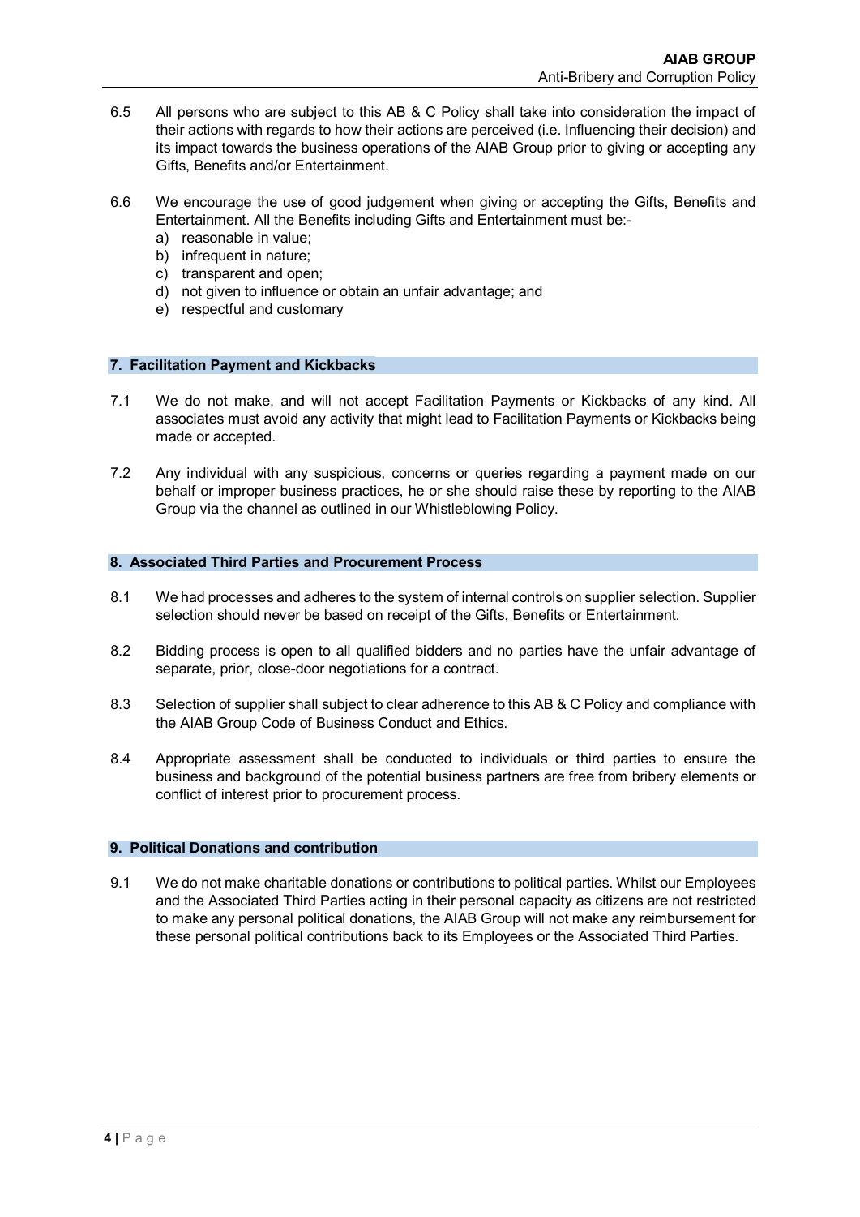6.5 All persons who are subject to this AB & C Policy shall take into consideration the impact of their actions with regards to how their actions are perceived (i.e. Influencing their decision) and its impact towards the business operations of the AIAB Group prior to giving or accepting any Gifts, Benefits and/or Entertainment.

6.6 We encourage the use of good judgement when giving or accepting the Gifts, Benefits and Entertainment. All the Benefits including Gifts and Entertainment must be:-

a) reasonable in value;
b) infrequent in nature;
c) transparent and open;
d) not given to influence or obtain an unfair advantage; and
e) respectful and customary

## 7. Facilitation Payment and Kickbacks

7.1 We do not make, and will not accept Facilitation Payments or Kickbacks of any kind. All associates must avoid any activity that might lead to Facilitation Payments or Kickbacks being made or accepted.

7.2 Any individual with any suspicious, concerns or queries regarding a payment made on our behalf or improper business practices, he or she should raise these by reporting to the AIAB Group via the channel as outlined in our Whistleblowing Policy.

## 8. Associated Third Parties and Procurement Process

8.1 We had processes and adheres to the system of internal controls on supplier selection. Supplier selection should never be based on receipt of the Gifts, Benefits or Entertainment.

8.2 Bidding process is open to all qualified bidders and no parties have the unfair advantage of separate, prior, close-door negotiations for a contract.

8.3 Selection of supplier shall subject to clear adherence to this AB & C Policy and compliance with the AIAB Group Code of Business Conduct and Ethics.

8.4 Appropriate assessment shall be conducted to individuals or third parties to ensure the business and background of the potential business partners are free from bribery elements or conflict of interest prior to procurement process.

## 9. Political Donations and contribution

9.1 We do not make charitable donations or contributions to political parties. Whilst our Employees and the Associated Third Parties acting in their personal capacity as citizens are not restricted to make any personal political donations, the AIAB Group will not make any reimbursement for these personal political contributions back to its Employees or the Associated Third Parties.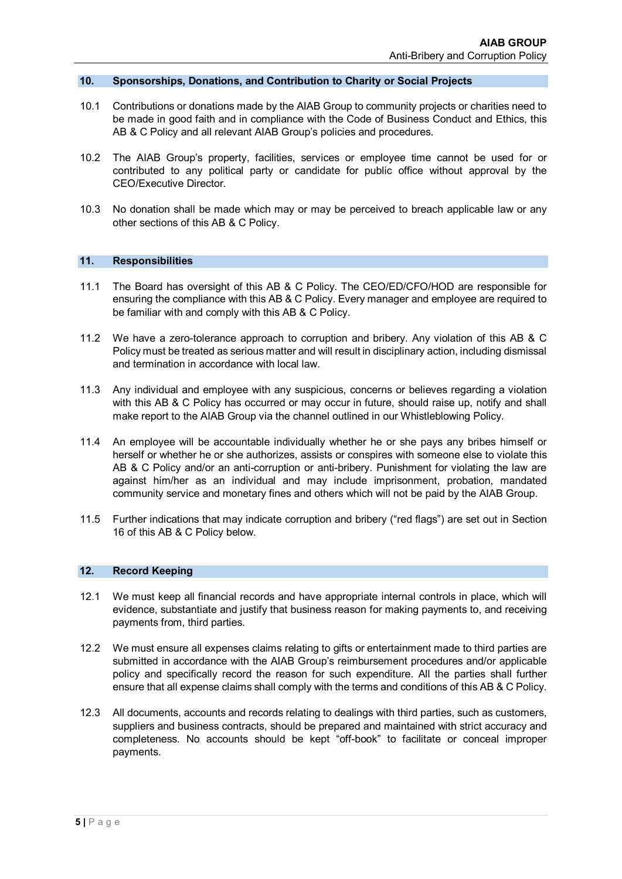## 10. Sponsorships, Donations, and Contribution to Charity or Social Projects

10.1 Contributions or donations made by the AIAB Group to community projects or charities need to be made in good faith and in compliance with the Code of Business Conduct and Ethics, this AB & C Policy and all relevant AIAB Group's policies and procedures.

10.2 The AIAB Group's property, facilities, services or employee time cannot be used for or contributed to any political party or candidate for public office without approval by the CEO/Executive Director.

10.3 No donation shall be made which may or may be perceived to breach applicable law or any other sections of this AB & C Policy.

## 11. Responsibilities

11.1 The Board has oversight of this AB & C Policy. The CEO/ED/CFO/HOD are responsible for ensuring the compliance with this AB & C Policy. Every manager and employee are required to be familiar with and comply with this AB & C Policy.

11.2 We have a zero-tolerance approach to corruption and bribery. Any violation of this AB & C Policy must be treated as serious matter and will result in disciplinary action, including dismissal and termination in accordance with local law.

11.3 Any individual and employee with any suspicious, concerns or believes regarding a violation with this AB & C Policy has occurred or may occur in future, should raise up, notify and shall make report to the AIAB Group via the channel outlined in our Whistleblowing Policy.

11.4 An employee will be accountable individually whether he or she pays any bribes himself or herself or whether he or she authorizes, assists or conspires with someone else to violate this AB & C Policy and/or an anti-corruption or anti-bribery. Punishment for violating the law are against him/her as an individual and may include imprisonment, probation, mandated community service and monetary fines and others which will not be paid by the AIAB Group.

11.5 Further indications that may indicate corruption and bribery ("red flags") are set out in Section 16 of this AB & C Policy below.

## 12. Record Keeping

12.1 We must keep all financial records and have appropriate internal controls in place, which will evidence, substantiate and justify that business reason for making payments to, and receiving payments from, third parties.

12.2 We must ensure all expenses claims relating to gifts or entertainment made to third parties are submitted in accordance with the AIAB Group's reimbursement procedures and/or applicable policy and specifically record the reason for such expenditure. All the parties shall further ensure that all expense claims shall comply with the terms and conditions of this AB & C Policy.

12.3 All documents, accounts and records relating to dealings with third parties, such as customers, suppliers and business contracts, should be prepared and maintained with strict accuracy and completeness. No accounts should be kept "off-book" to facilitate or conceal improper payments.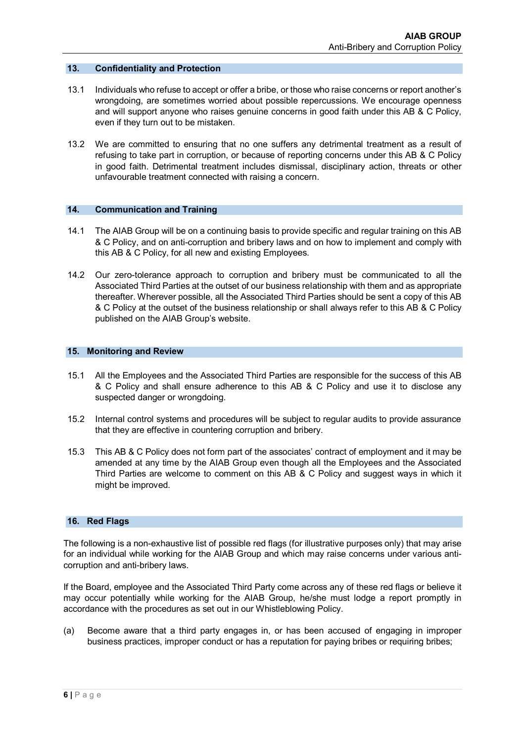## 13. Confidentiality and Protection

13.1 Individuals who refuse to accept or offer a bribe, or those who raise concerns or report another's wrongdoing, are sometimes worried about possible repercussions. We encourage openness and will support anyone who raises genuine concerns in good faith under this AB & C Policy, even if they turn out to be mistaken.

13.2 We are committed to ensuring that no one suffers any detrimental treatment as a result of refusing to take part in corruption, or because of reporting concerns under this AB & C Policy in good faith. Detrimental treatment includes dismissal, disciplinary action, threats or other unfavourable treatment connected with raising a concern.

## 14. Communication and Training

14.1 The AIAB Group will be on a continuing basis to provide specific and regular training on this AB & C Policy, and on anti-corruption and bribery laws and on how to implement and comply with this AB & C Policy, for all new and existing Employees.

14.2 Our zero-tolerance approach to corruption and bribery must be communicated to all the Associated Third Parties at the outset of our business relationship with them and as appropriate thereafter. Wherever possible, all the Associated Third Parties should be sent a copy of this AB & C Policy at the outset of the business relationship or shall always refer to this AB & C Policy published on the AIAB Group's website.

## 15. Monitoring and Review

15.1 All the Employees and the Associated Third Parties are responsible for the success of this AB & C Policy and shall ensure adherence to this AB & C Policy and use it to disclose any suspected danger or wrongdoing.

15.2 Internal control systems and procedures will be subject to regular audits to provide assurance that they are effective in countering corruption and bribery.

15.3 This AB & C Policy does not form part of the associates' contract of employment and it may be amended at any time by the AIAB Group even though all the Employees and the Associated Third Parties are welcome to comment on this AB & C Policy and suggest ways in which it might be improved.

## 16. Red Flags

The following is a non-exhaustive list of possible red flags (for illustrative purposes only) that may arise for an individual while working for the AIAB Group and which may raise concerns under various anti-corruption and anti-bribery laws.

If the Board, employee and the Associated Third Party come across any of these red flags or believe it may occur potentially while working for the AIAB Group, he/she must lodge a report promptly in accordance with the procedures as set out in our Whistleblowing Policy.

(a) Become aware that a third party engages in, or has been accused of engaging in improper business practices, improper conduct or has a reputation for paying bribes or requiring bribes;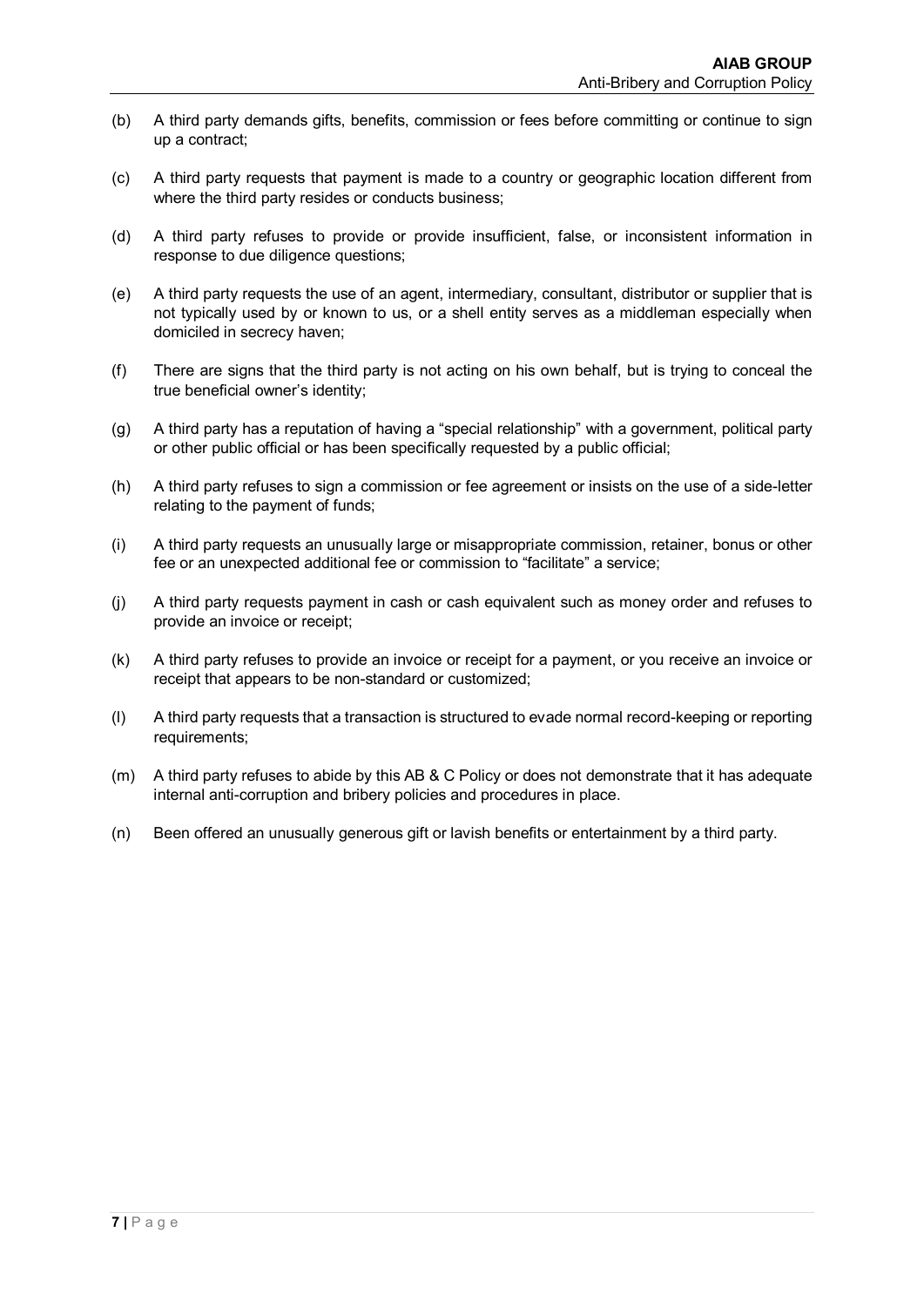(b) A third party demands gifts, benefits, commission or fees before committing or continue to sign up a contract;

(c) A third party requests that payment is made to a country or geographic location different from where the third party resides or conducts business;

(d) A third party refuses to provide or provide insufficient, false, or inconsistent information in response to due diligence questions;

(e) A third party requests the use of an agent, intermediary, consultant, distributor or supplier that is not typically used by or known to us, or a shell entity serves as a middleman especially when domiciled in secrecy haven;

(f) There are signs that the third party is not acting on his own behalf, but is trying to conceal the true beneficial owner's identity;

(g) A third party has a reputation of having a "special relationship" with a government, political party or other public official or has been specifically requested by a public official;

(h) A third party refuses to sign a commission or fee agreement or insists on the use of a side-letter relating to the payment of funds;

(i) A third party requests an unusually large or misappropriate commission, retainer, bonus or other fee or an unexpected additional fee or commission to "facilitate" a service;

(j) A third party requests payment in cash or cash equivalent such as money order and refuses to provide an invoice or receipt;

(k) A third party refuses to provide an invoice or receipt for a payment, or you receive an invoice or receipt that appears to be non-standard or customized;

(l) A third party requests that a transaction is structured to evade normal record-keeping or reporting requirements;

(m) A third party refuses to abide by this AB & C Policy or does not demonstrate that it has adequate internal anti-corruption and bribery policies and procedures in place.

(n) Been offered an unusually generous gift or lavish benefits or entertainment by a third party.